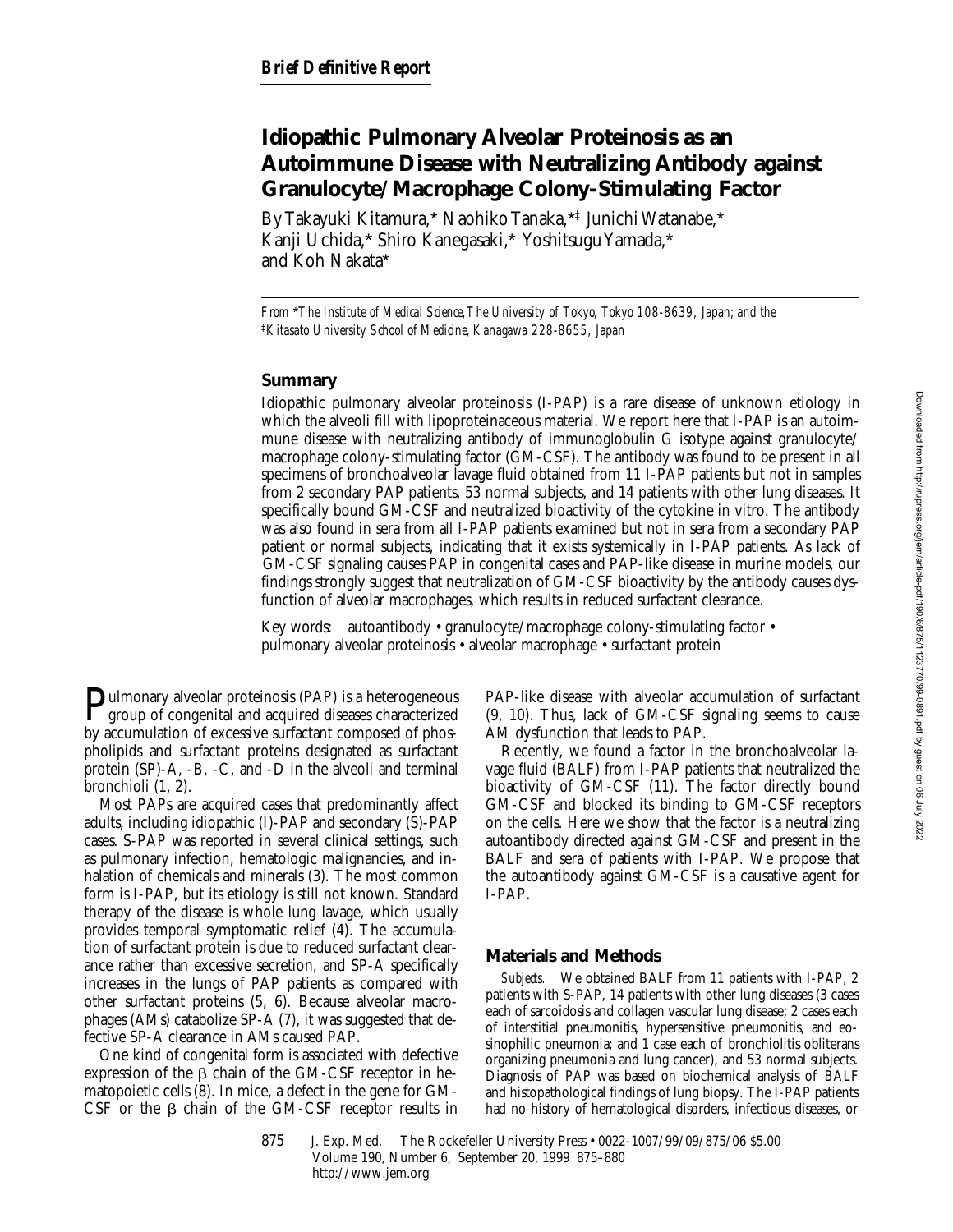*Brief Definitive Report*

# Idiopathic Pulmonary Alveolar Proteinosis as an Autoimmune Disease with Neutralizing Antibody against Granulocyte/Macrophage Colony-Stimulating Factor

By Takayuki Kitamura,* Naohiko Tanaka,*‡ Junichi Watanabe,* Kanji Uchida,* Shiro Kanegasaki,* Yoshitsugu Yamada,* and Koh Nakata*

*From \*The Institute of Medical Science, The University of Tokyo, Tokyo 108-8639, Japan; and the ‡Kitasato University School of Medicine, Kanagawa 228-8655, Japan*

## Summary

Idiopathic pulmonary alveolar proteinosis (I-PAP) is a rare disease of unknown etiology in which the alveoli fill with lipoproteinaceous material. We report here that I-PAP is an autoimmune disease with neutralizing antibody of immunoglobulin G isotype against granulocyte/macrophage colony-stimulating factor (GM-CSF). The antibody was found to be present in all specimens of bronchoalveolar lavage fluid obtained from 11 I-PAP patients but not in samples from 2 secondary PAP patients, 53 normal subjects, and 14 patients with other lung diseases. It specifically bound GM-CSF and neutralized bioactivity of the cytokine in vitro. The antibody was also found in sera from all I-PAP patients examined but not in sera from a secondary PAP patient or normal subjects, indicating that it exists systemically in I-PAP patients. As lack of GM-CSF signaling causes PAP in congenital cases and PAP-like disease in murine models, our findings strongly suggest that neutralization of GM-CSF bioactivity by the antibody causes dysfunction of alveolar macrophages, which results in reduced surfactant clearance.

Key words: autoantibody • granulocyte/macrophage colony-stimulating factor • pulmonary alveolar proteinosis • alveolar macrophage • surfactant protein

Pulmonary alveolar proteinosis (PAP) is a heterogeneous group of congenital and acquired diseases characterized by accumulation of excessive surfactant composed of phospholipids and surfactant proteins designated as surfactant protein (SP)-A, -B, -C, and -D in the alveoli and terminal bronchioli (1, 2).

Most PAPs are acquired cases that predominantly affect adults, including idiopathic (I)-PAP and secondary (S)-PAP cases. S-PAP was reported in several clinical settings, such as pulmonary infection, hematologic malignancies, and inhalation of chemicals and minerals (3). The most common form is I-PAP, but its etiology is still not known. Standard therapy of the disease is whole lung lavage, which usually provides temporal symptomatic relief (4). The accumulation of surfactant protein is due to reduced surfactant clearance rather than excessive secretion, and SP-A specifically increases in the lungs of PAP patients as compared with other surfactant proteins (5, 6). Because alveolar macrophages (AMs) catabolize SP-A (7), it was suggested that defective SP-A clearance in AMs caused PAP.

One kind of congenital form is associated with defective expression of the β chain of the GM-CSF receptor in hematopoietic cells (8). In mice, a defect in the gene for GM-CSF or the β chain of the GM-CSF receptor results in PAP-like disease with alveolar accumulation of surfactant (9, 10). Thus, lack of GM-CSF signaling seems to cause AM dysfunction that leads to PAP.

Recently, we found a factor in the bronchoalveolar lavage fluid (BALF) from I-PAP patients that neutralized the bioactivity of GM-CSF (11). The factor directly bound GM-CSF and blocked its binding to GM-CSF receptors on the cells. Here we show that the factor is a neutralizing autoantibody directed against GM-CSF and present in the BALF and sera of patients with I-PAP. We propose that the autoantibody against GM-CSF is a causative agent for I-PAP.

## Materials and Methods

*Subjects.* We obtained BALF from 11 patients with I-PAP, 2 patients with S-PAP, 14 patients with other lung diseases (3 cases each of sarcoidosis and collagen vascular lung disease; 2 cases each of interstitial pneumonitis, hypersensitive pneumonitis, and eosinophilic pneumonia; and 1 case each of bronchiolitis obliterans organizing pneumonia and lung cancer), and 53 normal subjects. Diagnosis of PAP was based on biochemical analysis of BALF and histopathological findings of lung biopsy. The I-PAP patients had no history of hematological disorders, infectious diseases, or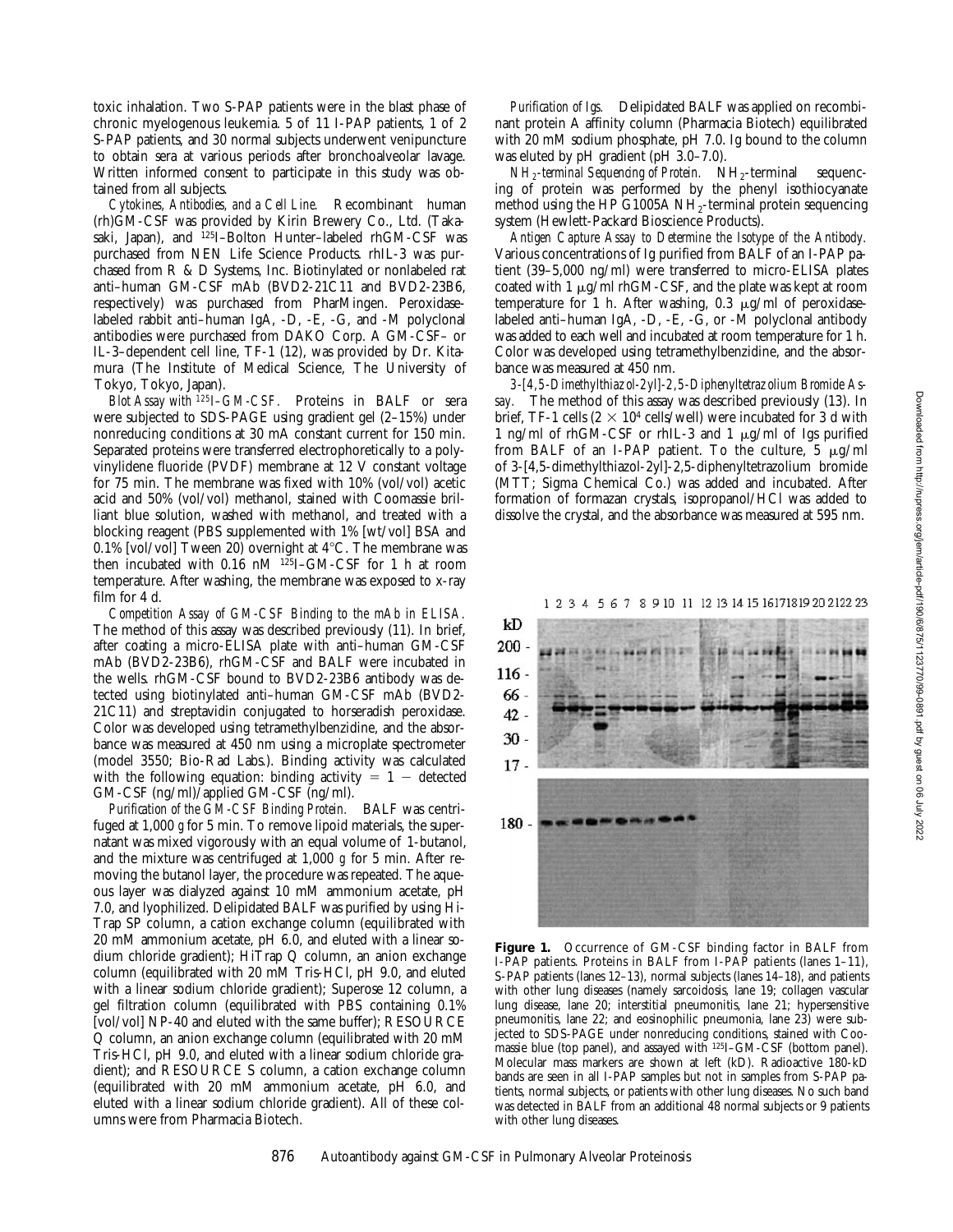toxic inhalation. Two S-PAP patients were in the blast phase of chronic myelogenous leukemia. 5 of 11 I-PAP patients, 1 of 2 S-PAP patients, and 30 normal subjects underwent venipuncture to obtain sera at various periods after bronchoalveolar lavage. Written informed consent to participate in this study was obtained from all subjects.

*Cytokines, Antibodies, and a Cell Line.* Recombinant human (rh)GM-CSF was provided by Kirin Brewery Co., Ltd. (Takasaki, Japan), and $^{125}$I–Bolton Hunter–labeled rhGM-CSF was purchased from NEN Life Science Products. rhIL-3 was purchased from R & D Systems, Inc. Biotinylated or nonlabeled rat anti–human GM-CSF mAb (BVD2-21C11 and BVD2-23B6, respectively) was purchased from PharMingen. Peroxidase-labeled rabbit anti–human IgA, -D, -E, -G, and -M polyclonal antibodies were purchased from DAKO Corp. A GM-CSF– or IL-3–dependent cell line, TF-1 (12), was provided by Dr. Kitamura (The Institute of Medical Science, The University of Tokyo, Tokyo, Japan).

*Blot Assay with $^{125}$I–GM-CSF.* Proteins in BALF or sera were subjected to SDS-PAGE using gradient gel (2–15%) under nonreducing conditions at 30 mA constant current for 150 min. Separated proteins were transferred electrophoretically to a polyvinylidene fluoride (PVDF) membrane at 12 V constant voltage for 75 min. The membrane was fixed with 10% (vol/vol) acetic acid and 50% (vol/vol) methanol, stained with Coomassie brilliant blue solution, washed with methanol, and treated with a blocking reagent (PBS supplemented with 1% [wt/vol] BSA and 0.1% [vol/vol] Tween 20) overnight at 4°C. The membrane was then incubated with 0.16 nM $^{125}$I–GM-CSF for 1 h at room temperature. After washing, the membrane was exposed to x-ray film for 4 d.

*Competition Assay of GM-CSF Binding to the mAb in ELISA.* The method of this assay was described previously (11). In brief, after coating a micro-ELISA plate with anti–human GM-CSF mAb (BVD2-23B6), rhGM-CSF and BALF were incubated in the wells. rhGM-CSF bound to BVD2-23B6 antibody was detected using biotinylated anti–human GM-CSF mAb (BVD2-21C11) and streptavidin conjugated to horseradish peroxidase. Color was developed using tetramethylbenzidine, and the absorbance was measured at 450 nm using a microplate spectrometer (model 3550; Bio-Rad Labs.). Binding activity was calculated with the following equation: binding activity = 1 − detected GM-CSF (ng/ml)/applied GM-CSF (ng/ml).

*Purification of the GM-CSF Binding Protein.* BALF was centrifuged at 1,000 *g* for 5 min. To remove lipoid materials, the supernatant was mixed vigorously with an equal volume of 1-butanol, and the mixture was centrifuged at 1,000 *g* for 5 min. After removing the butanol layer, the procedure was repeated. The aqueous layer was dialyzed against 10 mM ammonium acetate, pH 7.0, and lyophilized. Delipidated BALF was purified by using HiTrap SP column, a cation exchange column (equilibrated with 20 mM ammonium acetate, pH 6.0, and eluted with a linear sodium chloride gradient); HiTrap Q column, an anion exchange column (equilibrated with 20 mM Tris-HCl, pH 9.0, and eluted with a linear sodium chloride gradient); Superose 12 column, a gel filtration column (equilibrated with PBS containing 0.1% [vol/vol] NP-40 and eluted with the same buffer); RESOURCE Q column, an anion exchange column (equilibrated with 20 mM Tris-HCl, pH 9.0, and eluted with a linear sodium chloride gradient); and RESOURCE S column, a cation exchange column (equilibrated with 20 mM ammonium acetate, pH 6.0, and eluted with a linear sodium chloride gradient). All of these columns were from Pharmacia Biotech.

*Purification of Igs.* Delipidated BALF was applied on recombinant protein A affinity column (Pharmacia Biotech) equilibrated with 20 mM sodium phosphate, pH 7.0. Ig bound to the column was eluted by pH gradient (pH 3.0–7.0).

*$NH_2$-terminal Sequencing of Protein.* $NH_2$-terminal sequencing of protein was performed by the phenyl isothiocyanate method using the HP G1005A $NH_2$-terminal protein sequencing system (Hewlett-Packard Bioscience Products).

*Antigen Capture Assay to Determine the Isotype of the Antibody.* Various concentrations of Ig purified from BALF of an I-PAP patient (39–5,000 ng/ml) were transferred to micro-ELISA plates coated with 1 μg/ml rhGM-CSF, and the plate was kept at room temperature for 1 h. After washing, 0.3 μg/ml of peroxidase-labeled anti–human IgA, -D, -E, -G, or -M polyclonal antibody was added to each well and incubated at room temperature for 1 h. Color was developed using tetramethylbenzidine, and the absorbance was measured at 450 nm.

*3-[4,5-Dimethylthiazol-2yl]-2,5-Diphenyltetrazolium Bromide Assay.* The method of this assay was described previously (13). In brief, TF-1 cells ($2 \times 10^4$ cells/well) were incubated for 3 d with 1 ng/ml of rhGM-CSF or rhIL-3 and 1 μg/ml of Igs purified from BALF of an I-PAP patient. To the culture, 5 μg/ml of 3-[4,5-dimethylthiazol-2yl]-2,5-diphenyltetrazolium bromide (MTT; Sigma Chemical Co.) was added and incubated. After formation of formazan crystals, isopropanol/HCl was added to dissolve the crystal, and the absorbance was measured at 595 nm.

**Figure 1.** Occurrence of GM-CSF binding factor in BALF from I-PAP patients. Proteins in BALF from I-PAP patients (lanes 1–11), S-PAP patients (lanes 12–13), normal subjects (lanes 14–18), and patients with other lung diseases (namely sarcoidosis, lane 19; collagen vascular lung disease, lane 20; interstitial pneumonitis, lane 21; hypersensitive pneumonitis, lane 22; and eosinophilic pneumonia, lane 23) were subjected to SDS-PAGE under nonreducing conditions, stained with Coomassie blue (top panel), and assayed with $^{125}$I–GM-CSF (bottom panel). Molecular mass markers are shown at left (kD). Radioactive 180-kD bands are seen in all I-PAP samples but not in samples from S-PAP patients, normal subjects, or patients with other lung diseases. No such band was detected in BALF from an additional 48 normal subjects or 9 patients with other lung diseases.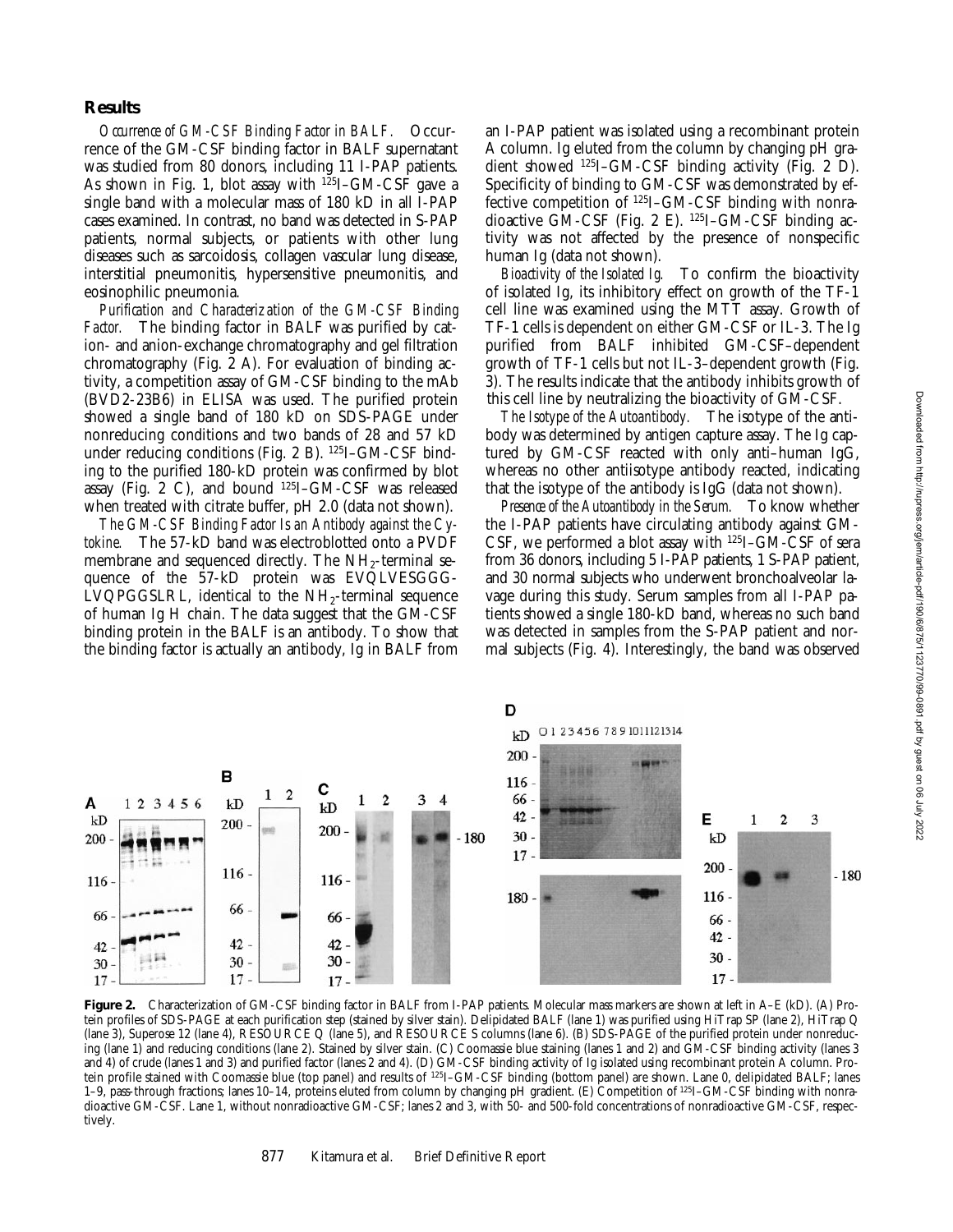## Results

*Occurrence of GM-CSF Binding Factor in BALF.* Occurrence of the GM-CSF binding factor in BALF supernatant was studied from 80 donors, including 11 I-PAP patients. As shown in Fig. 1, blot assay with $^{125}$I–GM-CSF gave a single band with a molecular mass of 180 kD in all I-PAP cases examined. In contrast, no band was detected in S-PAP patients, normal subjects, or patients with other lung diseases such as sarcoidosis, collagen vascular lung disease, interstitial pneumonitis, hypersensitive pneumonitis, and eosinophilic pneumonia.

*Purification and Characterization of the GM-CSF Binding Factor.* The binding factor in BALF was purified by cation- and anion-exchange chromatography and gel filtration chromatography (Fig. 2 A). For evaluation of binding activity, a competition assay of GM-CSF binding to the mAb (BVD2-23B6) in ELISA was used. The purified protein showed a single band of 180 kD on SDS-PAGE under nonreducing conditions and two bands of 28 and 57 kD under reducing conditions (Fig. 2 B). $^{125}$I–GM-CSF binding to the purified 180-kD protein was confirmed by blot assay (Fig. 2 C), and bound $^{125}$I–GM-CSF was released when treated with citrate buffer, pH 2.0 (data not shown).

*The GM-CSF Binding Factor Is an Antibody against the Cytokine.* The 57-kD band was electroblotted onto a PVDF membrane and sequenced directly. The $NH_2$-terminal sequence of the 57-kD protein was EVQLVESGGG-LVQPGGSLRL, identical to the $NH_2$-terminal sequence of human Ig H chain. The data suggest that the GM-CSF binding protein in the BALF is an antibody. To show that the binding factor is actually an antibody, Ig in BALF from an I-PAP patient was isolated using a recombinant protein A column. Ig eluted from the column by changing pH gradient showed $^{125}$I–GM-CSF binding activity (Fig. 2 D). Specificity of binding to GM-CSF was demonstrated by effective competition of $^{125}$I–GM-CSF binding with nonradioactive GM-CSF (Fig. 2 E). $^{125}$I–GM-CSF binding activity was not affected by the presence of nonspecific human Ig (data not shown).

*Bioactivity of the Isolated Ig.* To confirm the bioactivity of isolated Ig, its inhibitory effect on growth of the TF-1 cell line was examined using the MTT assay. Growth of TF-1 cells is dependent on either GM-CSF or IL-3. The Ig purified from BALF inhibited GM-CSF–dependent growth of TF-1 cells but not IL-3–dependent growth (Fig. 3). The results indicate that the antibody inhibits growth of this cell line by neutralizing the bioactivity of GM-CSF.

*The Isotype of the Autoantibody.* The isotype of the antibody was determined by antigen capture assay. The Ig captured by GM-CSF reacted with only anti–human IgG, whereas no other antiisotype antibody reacted, indicating that the isotype of the antibody is IgG (data not shown).

*Presence of the Autoantibody in the Serum.* To know whether the I-PAP patients have circulating antibody against GM-CSF, we performed a blot assay with $^{125}$I–GM-CSF of sera from 36 donors, including 5 I-PAP patients, 1 S-PAP patient, and 30 normal subjects who underwent bronchoalveolar lavage during this study. Serum samples from all I-PAP patients showed a single 180-kD band, whereas no such band was detected in samples from the S-PAP patient and normal subjects (Fig. 4). Interestingly, the band was observed

**Figure 2.** Characterization of GM-CSF binding factor in BALF from I-PAP patients. Molecular mass markers are shown at left in A–E (kD). (A) Protein profiles of SDS-PAGE at each purification step (stained by silver stain). Delipidated BALF (lane 1) was purified using HiTrap SP (lane 2), HiTrap Q (lane 3), Superose 12 (lane 4), RESOURCE Q (lane 5), and RESOURCE S columns (lane 6). (B) SDS-PAGE of the purified protein under nonreducing (lane 1) and reducing conditions (lane 2). Stained by silver stain. (C) Coomassie blue staining (lanes 1 and 2) and GM-CSF binding activity (lanes 3 and 4) of crude (lanes 1 and 3) and purified factor (lanes 2 and 4). (D) GM-CSF binding activity of Ig isolated using recombinant protein A column. Protein profile stained with Coomassie blue (top panel) and results of $^{125}$I–GM-CSF binding (bottom panel) are shown. Lane 0, delipidated BALF; lanes 1–9, pass-through fractions; lanes 10–14, proteins eluted from column by changing pH gradient. (E) Competition of $^{125}$I–GM-CSF binding with nonradioactive GM-CSF. Lane 1, without nonradioactive GM-CSF; lanes 2 and 3, with 50- and 500-fold concentrations of nonradioactive GM-CSF, respectively.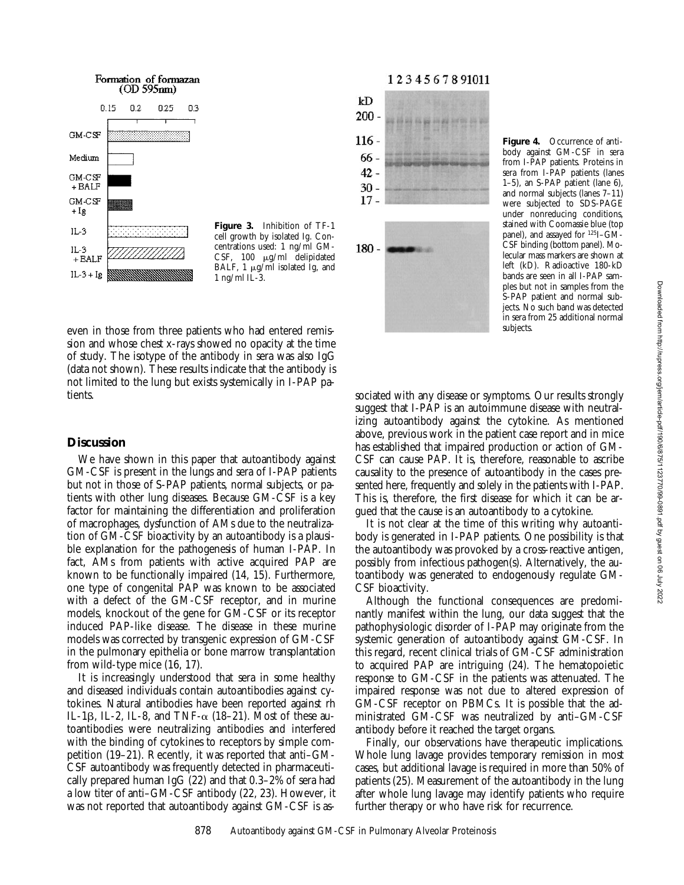Figure 3. Inhibition of TF-1 cell growth by isolated Ig. Concentrations used: 1 ng/ml GM-CSF, 100 μg/ml delipidated BALF, 1 μg/ml isolated Ig, and 1 ng/ml IL-3.

Figure 4. Occurrence of antibody against GM-CSF in sera from I-PAP patients. Proteins in sera from I-PAP patients (lanes 1–5), an S-PAP patient (lane 6), and normal subjects (lanes 7–11) were subjected to SDS-PAGE under nonreducing conditions, stained with Coomassie blue (top panel), and assayed for $^{125}$I–GM-CSF binding (bottom panel). Molecular mass markers are shown at left (kD). Radioactive 180-kD bands are seen in all I-PAP samples but not in samples from the S-PAP patient and normal subjects. No such band was detected in sera from 25 additional normal subjects.

even in those from three patients who had entered remission and whose chest x-rays showed no opacity at the time of study. The isotype of the antibody in sera was also IgG (data not shown). These results indicate that the antibody is not limited to the lung but exists systemically in I-PAP patients.

## Discussion

We have shown in this paper that autoantibody against GM-CSF is present in the lungs and sera of I-PAP patients but not in those of S-PAP patients, normal subjects, or patients with other lung diseases. Because GM-CSF is a key factor for maintaining the differentiation and proliferation of macrophages, dysfunction of AMs due to the neutralization of GM-CSF bioactivity by an autoantibody is a plausible explanation for the pathogenesis of human I-PAP. In fact, AMs from patients with active acquired PAP are known to be functionally impaired (14, 15). Furthermore, one type of congenital PAP was known to be associated with a defect of the GM-CSF receptor, and in murine models, knockout of the gene for GM-CSF or its receptor induced PAP-like disease. The disease in these murine models was corrected by transgenic expression of GM-CSF in the pulmonary epithelia or bone marrow transplantation from wild-type mice (16, 17).

It is increasingly understood that sera in some healthy and diseased individuals contain autoantibodies against cytokines. Natural antibodies have been reported against rh IL-1β, IL-2, IL-8, and TNF-α (18–21). Most of these autoantibodies were neutralizing antibodies and interfered with the binding of cytokines to receptors by simple competition (19–21). Recently, it was reported that anti–GM-CSF autoantibody was frequently detected in pharmaceutically prepared human IgG (22) and that 0.3–2% of sera had a low titer of anti–GM-CSF antibody (22, 23). However, it was not reported that autoantibody against GM-CSF is associated with any disease or symptoms. Our results strongly suggest that I-PAP is an autoimmune disease with neutralizing autoantibody against the cytokine. As mentioned above, previous work in the patient case report and in mice has established that impaired production or action of GM-CSF can cause PAP. It is, therefore, reasonable to ascribe causality to the presence of autoantibody in the cases presented here, frequently and solely in the patients with I-PAP. This is, therefore, the first disease for which it can be argued that the cause is an autoantibody to a cytokine.

It is not clear at the time of this writing why autoantibody is generated in I-PAP patients. One possibility is that the autoantibody was provoked by a cross-reactive antigen, possibly from infectious pathogen(s). Alternatively, the autoantibody was generated to endogenously regulate GM-CSF bioactivity.

Although the functional consequences are predominantly manifest within the lung, our data suggest that the pathophysiologic disorder of I-PAP may originate from the systemic generation of autoantibody against GM-CSF. In this regard, recent clinical trials of GM-CSF administration to acquired PAP are intriguing (24). The hematopoietic response to GM-CSF in the patients was attenuated. The impaired response was not due to altered expression of GM-CSF receptor on PBMCs. It is possible that the administrated GM-CSF was neutralized by anti–GM-CSF antibody before it reached the target organs.

Finally, our observations have therapeutic implications. Whole lung lavage provides temporary remission in most cases, but additional lavage is required in more than 50% of patients (25). Measurement of the autoantibody in the lung after whole lung lavage may identify patients who require further therapy or who have risk for recurrence.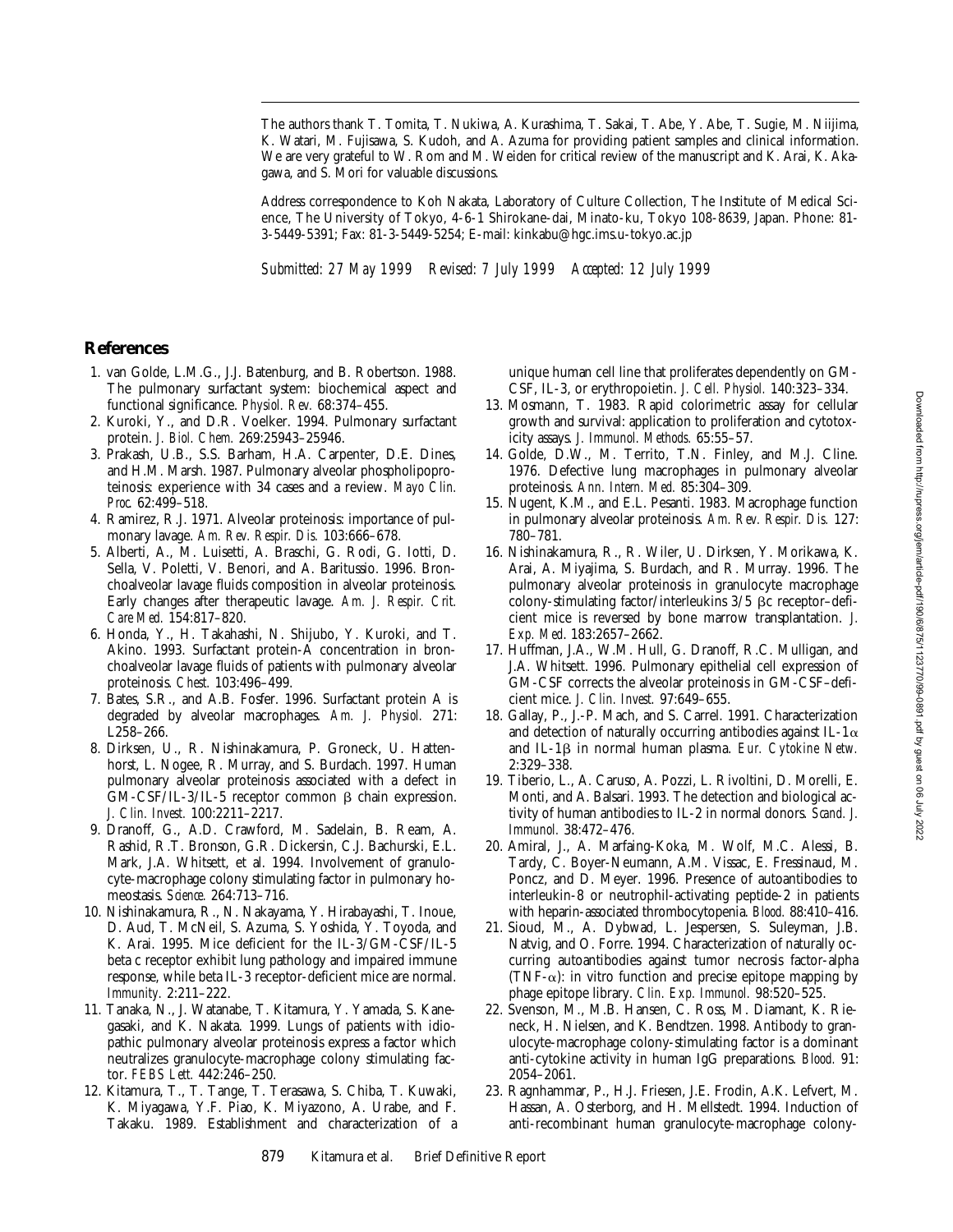The authors thank T. Tomita, T. Nukiwa, A. Kurashima, T. Sakai, T. Abe, Y. Abe, T. Sugie, M. Niijima, K. Watari, M. Fujisawa, S. Kudoh, and A. Azuma for providing patient samples and clinical information. We are very grateful to W. Rom and M. Weiden for critical review of the manuscript and K. Arai, K. Akagawa, and S. Mori for valuable discussions.

Address correspondence to Koh Nakata, Laboratory of Culture Collection, The Institute of Medical Science, The University of Tokyo, 4-6-1 Shirokane-dai, Minato-ku, Tokyo 108-8639, Japan. Phone: 81-3-5449-5391; Fax: 81-3-5449-5254; E-mail: kinkabu@hgc.ims.u-tokyo.ac.jp

*Submitted: 27 May 1999 Revised: 7 July 1999 Accepted: 12 July 1999*

## References

1. van Golde, L.M.G., J.J. Batenburg, and B. Robertson. 1988. The pulmonary surfactant system: biochemical aspect and functional significance. *Physiol. Rev.* 68:374–455.
2. Kuroki, Y., and D.R. Voelker. 1994. Pulmonary surfactant protein. *J. Biol. Chem.* 269:25943–25946.
3. Prakash, U.B., S.S. Barham, H.A. Carpenter, D.E. Dines, and H.M. Marsh. 1987. Pulmonary alveolar phospholipoproteinosis: experience with 34 cases and a review. *Mayo Clin. Proc.* 62:499–518.
4. Ramirez, R.J. 1971. Alveolar proteinosis: importance of pulmonary lavage. *Am. Rev. Respir. Dis.* 103:666–678.
5. Alberti, A., M. Luisetti, A. Braschi, G. Rodi, G. Iotti, D. Sella, V. Poletti, V. Benori, and A. Baritussio. 1996. Bronchoalveolar lavage fluids composition in alveolar proteinosis. Early changes after therapeutic lavage. *Am. J. Respir. Crit. Care Med.* 154:817–820.
6. Honda, Y., H. Takahashi, N. Shijubo, Y. Kuroki, and T. Akino. 1993. Surfactant protein-A concentration in bronchoalveolar lavage fluids of patients with pulmonary alveolar proteinosis. *Chest.* 103:496–499.
7. Bates, S.R., and A.B. Fosfer. 1996. Surfactant protein A is degraded by alveolar macrophages. *Am. J. Physiol.* 271: L258–266.
8. Dirksen, U., R. Nishinakamura, P. Groneck, U. Hattenhorst, L. Nogee, R. Murray, and S. Burdach. 1997. Human pulmonary alveolar proteinosis associated with a defect in GM-CSF/IL-3/IL-5 receptor common β chain expression. *J. Clin. Invest.* 100:2211–2217.
9. Dranoff, G., A.D. Crawford, M. Sadelain, B. Ream, A. Rashid, R.T. Bronson, G.R. Dickersin, C.J. Bachurski, E.L. Mark, J.A. Whitsett, et al. 1994. Involvement of granulocyte-macrophage colony stimulating factor in pulmonary homeostasis. *Science.* 264:713–716.
10. Nishinakamura, R., N. Nakayama, Y. Hirabayashi, T. Inoue, D. Aud, T. McNeil, S. Azuma, S. Yoshida, Y. Toyoda, and K. Arai. 1995. Mice deficient for the IL-3/GM-CSF/IL-5 beta c receptor exhibit lung pathology and impaired immune response, while beta IL-3 receptor-deficient mice are normal. *Immunity.* 2:211–222.
11. Tanaka, N., J. Watanabe, T. Kitamura, Y. Yamada, S. Kanegasaki, and K. Nakata. 1999. Lungs of patients with idiopathic pulmonary alveolar proteinosis express a factor which neutralizes granulocyte-macrophage colony stimulating factor. *FEBS Lett.* 442:246–250.
12. Kitamura, T., T. Tange, T. Terasawa, S. Chiba, T. Kuwaki, K. Miyagawa, Y.F. Piao, K. Miyazono, A. Urabe, and F. Takaku. 1989. Establishment and characterization of a unique human cell line that proliferates dependently on GM-CSF, IL-3, or erythropoietin. *J. Cell. Physiol.* 140:323–334.
13. Mosmann, T. 1983. Rapid colorimetric assay for cellular growth and survival: application to proliferation and cytotoxicity assays. *J. Immunol. Methods.* 65:55–57.
14. Golde, D.W., M. Territo, T.N. Finley, and M.J. Cline. 1976. Defective lung macrophages in pulmonary alveolar proteinosis. *Ann. Intern. Med.* 85:304–309.
15. Nugent, K.M., and E.L. Pesanti. 1983. Macrophage function in pulmonary alveolar proteinosis. *Am. Rev. Respir. Dis.* 127: 780–781.
16. Nishinakamura, R., R. Wiler, U. Dirksen, Y. Morikawa, K. Arai, A. Miyajima, S. Burdach, and R. Murray. 1996. The pulmonary alveolar proteinosis in granulocyte macrophage colony-stimulating factor/interleukins 3/5 βc receptor–deficient mice is reversed by bone marrow transplantation. *J. Exp. Med.* 183:2657–2662.
17. Huffman, J.A., W.M. Hull, G. Dranoff, R.C. Mulligan, and J.A. Whitsett. 1996. Pulmonary epithelial cell expression of GM-CSF corrects the alveolar proteinosis in GM-CSF–deficient mice. *J. Clin. Invest.* 97:649–655.
18. Gallay, P., J.-P. Mach, and S. Carrel. 1991. Characterization and detection of naturally occurring antibodies against IL-1α and IL-1β in normal human plasma. *Eur. Cytokine Netw.* 2:329–338.
19. Tiberio, L., A. Caruso, A. Pozzi, L. Rivoltini, D. Morelli, E. Monti, and A. Balsari. 1993. The detection and biological activity of human antibodies to IL-2 in normal donors. *Scand. J. Immunol.* 38:472–476.
20. Amiral, J., A. Marfaing-Koka, M. Wolf, M.C. Alessi, B. Tardy, C. Boyer-Neumann, A.M. Vissac, E. Fressinaud, M. Poncz, and D. Meyer. 1996. Presence of autoantibodies to interleukin-8 or neutrophil-activating peptide-2 in patients with heparin-associated thrombocytopenia. *Blood.* 88:410–416.
21. Sioud, M., A. Dybwad, L. Jespersen, S. Suleyman, J.B. Natvig, and O. Forre. 1994. Characterization of naturally occurring autoantibodies against tumor necrosis factor-alpha (TNF-α): in vitro function and precise epitope mapping by phage epitope library. *Clin. Exp. Immunol.* 98:520–525.
22. Svenson, M., M.B. Hansen, C. Ross, M. Diamant, K. Rieneck, H. Nielsen, and K. Bendtzen. 1998. Antibody to granulocyte-macrophage colony-stimulating factor is a dominant anti-cytokine activity in human IgG preparations. *Blood.* 91: 2054–2061.
23. Ragnhammar, P., H.J. Friesen, J.E. Frodin, A.K. Lefvert, M. Hassan, A. Osterborg, and H. Mellstedt. 1994. Induction of anti-recombinant human granulocyte-macrophage colony-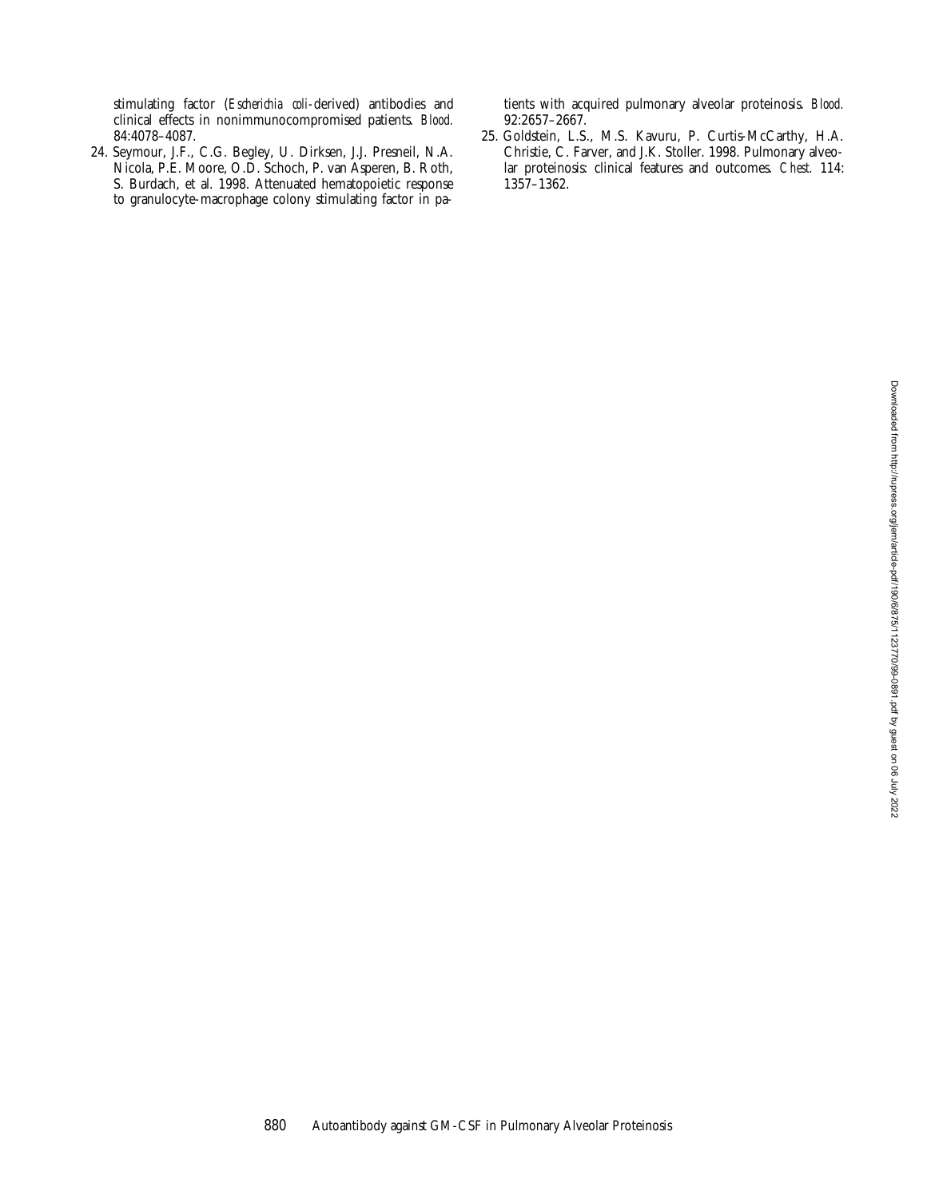stimulating factor (*Escherichia coli*-derived) antibodies and clinical effects in nonimmunocompromised patients. *Blood.* 84:4078–4087.

24. Seymour, J.F., C.G. Begley, U. Dirksen, J.J. Presneil, N.A. Nicola, P.E. Moore, O.D. Schoch, P. van Asperen, B. Roth, S. Burdach, et al. 1998. Attenuated hematopoietic response to granulocyte-macrophage colony stimulating factor in patients with acquired pulmonary alveolar proteinosis. *Blood.* 92:2657–2667.

25. Goldstein, L.S., M.S. Kavuru, P. Curtis-McCarthy, H.A. Christie, C. Farver, and J.K. Stoller. 1998. Pulmonary alveolar proteinosis: clinical features and outcomes. *Chest.* 114: 1357–1362.